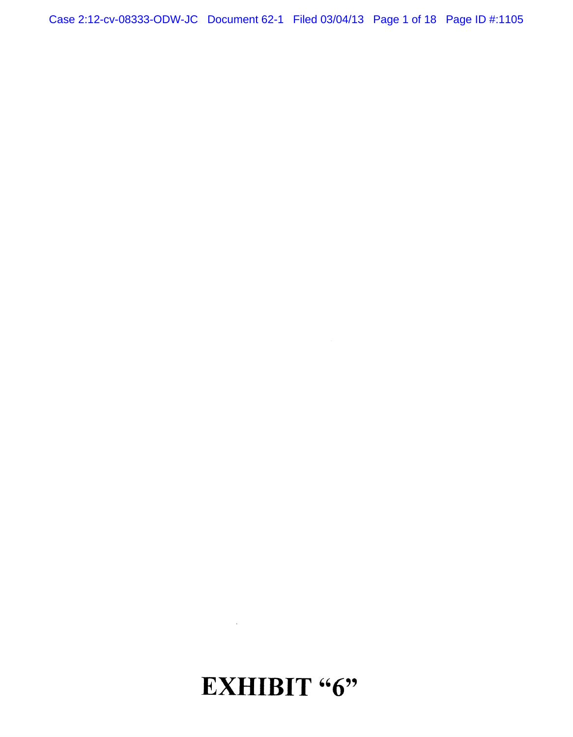# EXHIBIT "6"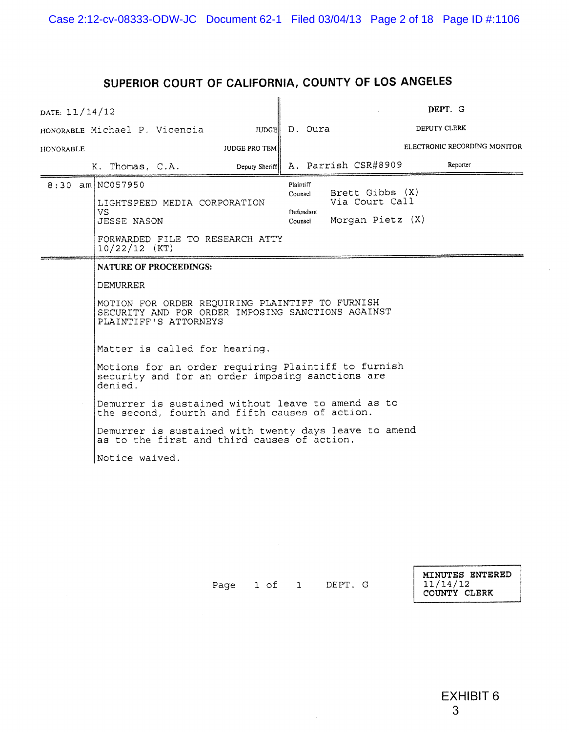## SUPERIOR COURT OF CALIFORNIA, COUNTY OF LOS ANGELES

| | | | |
|---|---|---|---|
| DATE: 11/14/12 | | | DEPT. G |
| HONORABLE Michael P. Vicencia | JUDGE | D. Oura | DEPUTY CLERK |
| HONORABLE | JUDGE PRO TEM | | ELECTRONIC RECORDING MONITOR |
| K. Thomas, C.A. | Deputy Sheriff | A. Parrish CSR#8909 | Reporter |

8:30 am NC057950

LIGHTSPEED MEDIA CORPORATION
VS
JESSE NASON

FORWARDED FILE TO RESEARCH ATTY 10/22/12 (KT)

Plaintiff Counsel: Brett Gibbs (X) Via Court Call

Defendant Counsel: Morgan Pietz (X)

**NATURE OF PROCEEDINGS:**

DEMURRER

MOTION FOR ORDER REQUIRING PLAINTIFF TO FURNISH SECURITY AND FOR ORDER IMPOSING SANCTIONS AGAINST PLAINTIFF'S ATTORNEYS

Matter is called for hearing.

Motions for an order requiring Plaintiff to furnish security and for an order imposing sanctions are denied.

Demurrer is sustained without leave to amend as to the second, fourth and fifth causes of action.

Demurrer is sustained with twenty days leave to amend as to the first and third causes of action.

Notice waived.

Page 1 of 1 DEPT. G

MINUTES ENTERED
11/14/12
COUNTY CLERK

EXHIBIT 6
3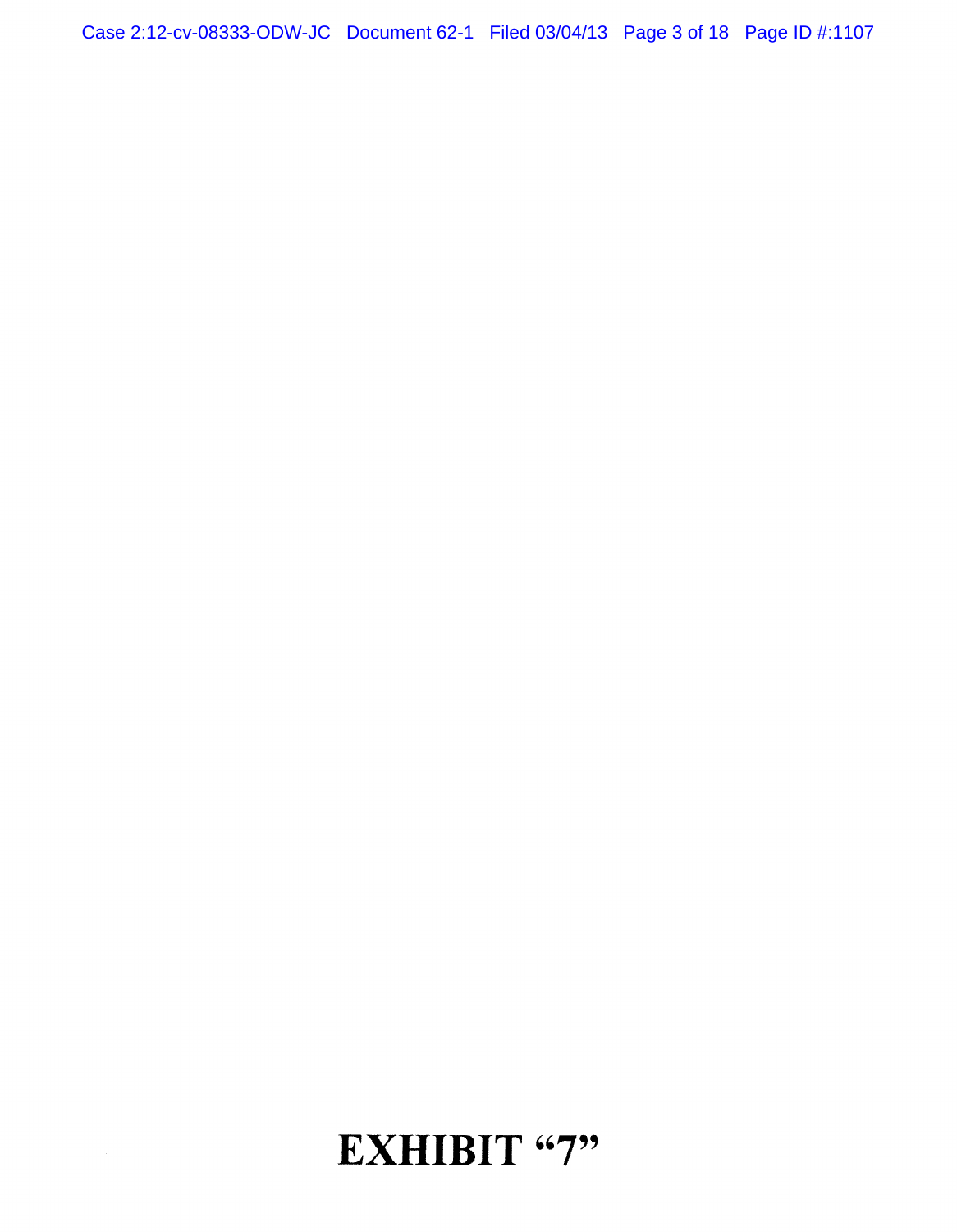# EXHIBIT "7"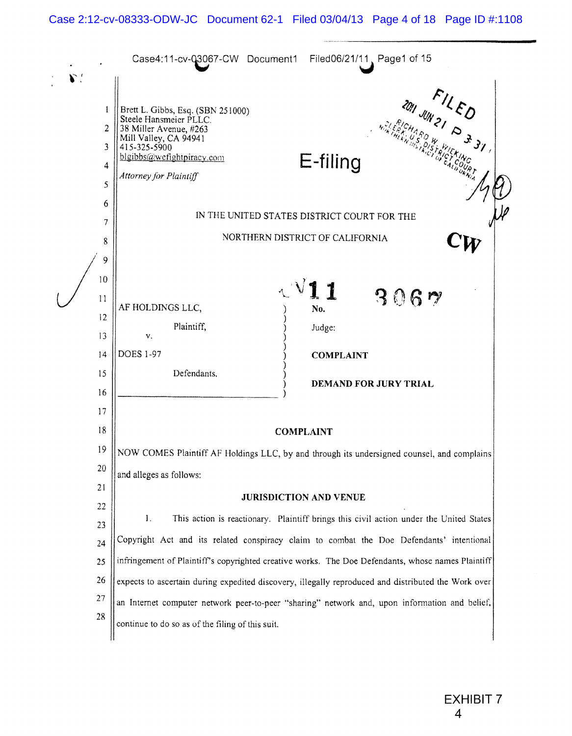Brett L. Gibbs, Esq. (SBN 251000)
Steele Hansmeier PLLC.
38 Miller Avenue, #263
Mill Valley, CA 94941
415-325-5900
blgibbs@wefightpiracy.com

*Attorney for Plaintiff*

E-filing

FILED
2011 JUN 21 P 3:31
RICHARD W. WIEKING
CLERK, U.S. DISTRICT COURT
NORTHERN DISTRICT OF CALIFORNIA

IN THE UNITED STATES DISTRICT COURT FOR THE

NORTHERN DISTRICT OF CALIFORNIA

CW

| | | |
|---|---|---|
| AF HOLDINGS LLC, | ) | **No.** CV 11 3067 |
| Plaintiff, | ) | |
| v. | ) | Judge: |
| DOES 1-97 | ) | **COMPLAINT** |
| Defendants. | ) | **DEMAND FOR JURY TRIAL** |

## COMPLAINT

NOW COMES Plaintiff AF Holdings LLC, by and through its undersigned counsel, and complains and alleges as follows:

### JURISDICTION AND VENUE

1. This action is reactionary. Plaintiff brings this civil action under the United States Copyright Act and its related conspiracy claim to combat the Doe Defendants' intentional infringement of Plaintiff's copyrighted creative works. The Doe Defendants, whose names Plaintiff expects to ascertain during expedited discovery, illegally reproduced and distributed the Work over an Internet computer network peer-to-peer "sharing" network and, upon information and belief, continue to do so as of the filing of this suit.

EXHIBIT 7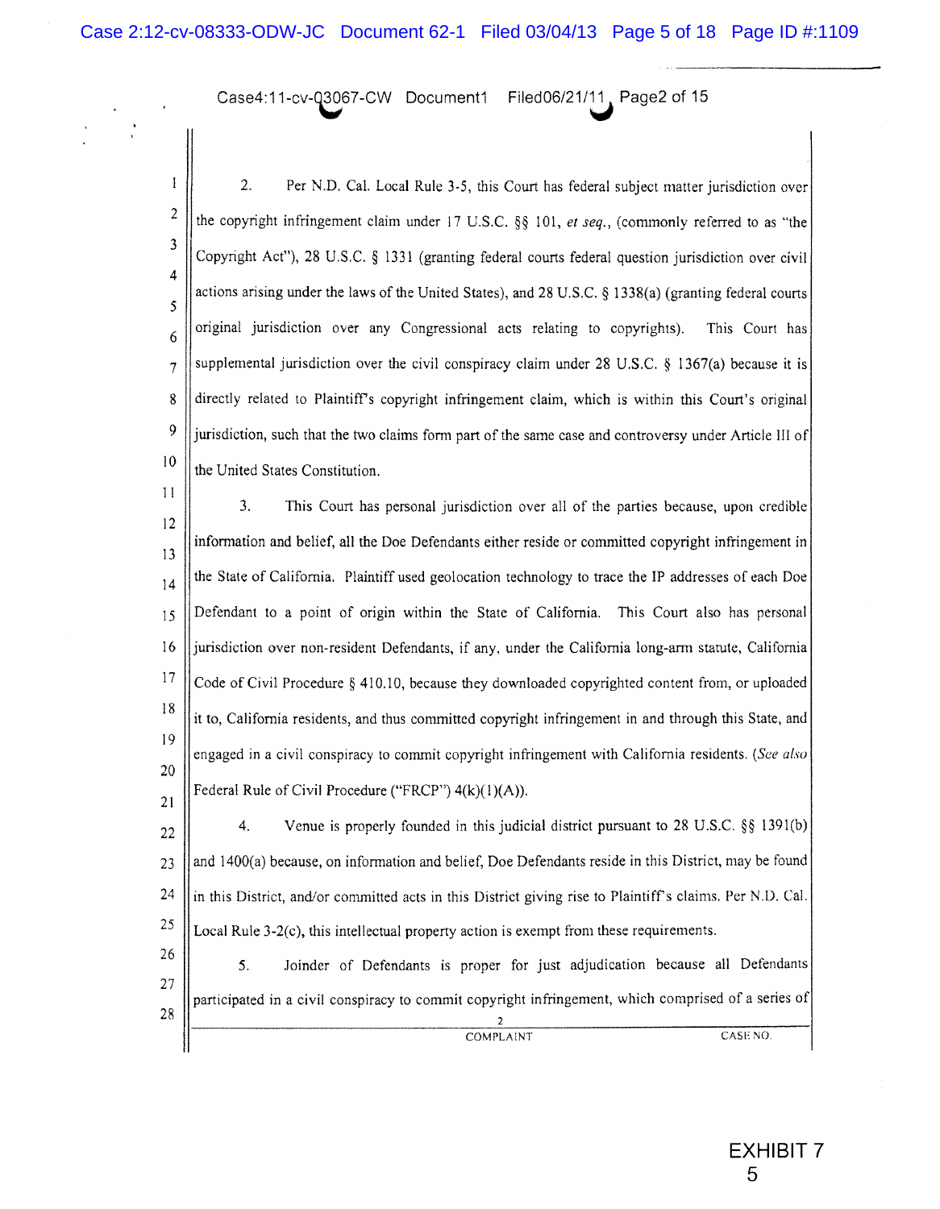2. Per N.D. Cal. Local Rule 3-5, this Court has federal subject matter jurisdiction over the copyright infringement claim under 17 U.S.C. §§ 101, *et seq.*, (commonly referred to as "the Copyright Act"), 28 U.S.C. § 1331 (granting federal courts federal question jurisdiction over civil actions arising under the laws of the United States), and 28 U.S.C. § 1338(a) (granting federal courts original jurisdiction over any Congressional acts relating to copyrights). This Court has supplemental jurisdiction over the civil conspiracy claim under 28 U.S.C. § 1367(a) because it is directly related to Plaintiff's copyright infringement claim, which is within this Court's original jurisdiction, such that the two claims form part of the same case and controversy under Article III of the United States Constitution.

3. This Court has personal jurisdiction over all of the parties because, upon credible information and belief, all the Doe Defendants either reside or committed copyright infringement in the State of California. Plaintiff used geolocation technology to trace the IP addresses of each Doe Defendant to a point of origin within the State of California. This Court also has personal jurisdiction over non-resident Defendants, if any, under the California long-arm statute, California Code of Civil Procedure § 410.10, because they downloaded copyrighted content from, or uploaded it to, California residents, and thus committed copyright infringement in and through this State, and engaged in a civil conspiracy to commit copyright infringement with California residents. (*See also* Federal Rule of Civil Procedure ("FRCP") 4(k)(1)(A)).

4. Venue is properly founded in this judicial district pursuant to 28 U.S.C. §§ 1391(b) and 1400(a) because, on information and belief, Doe Defendants reside in this District, may be found in this District, and/or committed acts in this District giving rise to Plaintiff's claims. Per N.D. Cal. Local Rule 3-2(c), this intellectual property action is exempt from these requirements.

5. Joinder of Defendants is proper for just adjudication because all Defendants participated in a civil conspiracy to commit copyright infringement, which comprised of a series of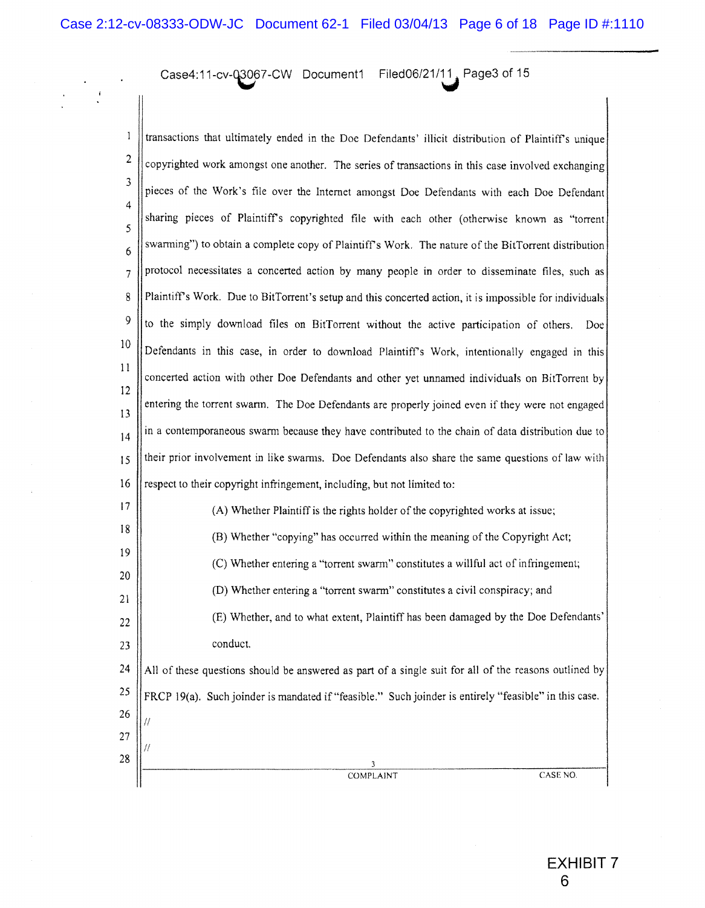transactions that ultimately ended in the Doe Defendants' illicit distribution of Plaintiff's unique copyrighted work amongst one another. The series of transactions in this case involved exchanging pieces of the Work's file over the Internet amongst Doe Defendants with each Doe Defendant sharing pieces of Plaintiff's copyrighted file with each other (otherwise known as "torrent swarming") to obtain a complete copy of Plaintiff's Work. The nature of the BitTorrent distribution protocol necessitates a concerted action by many people in order to disseminate files, such as Plaintiff's Work. Due to BitTorrent's setup and this concerted action, it is impossible for individuals to the simply download files on BitTorrent without the active participation of others. Doe Defendants in this case, in order to download Plaintiff's Work, intentionally engaged in this concerted action with other Doe Defendants and other yet unnamed individuals on BitTorrent by entering the torrent swarm. The Doe Defendants are properly joined even if they were not engaged in a contemporaneous swarm because they have contributed to the chain of data distribution due to their prior involvement in like swarms. Doe Defendants also share the same questions of law with respect to their copyright infringement, including, but not limited to:

(A) Whether Plaintiff is the rights holder of the copyrighted works at issue;

(B) Whether "copying" has occurred within the meaning of the Copyright Act;

(C) Whether entering a "torrent swarm" constitutes a willful act of infringement;

(D) Whether entering a "torrent swarm" constitutes a civil conspiracy; and

(E) Whether, and to what extent, Plaintiff has been damaged by the Doe Defendants' conduct.

All of these questions should be answered as part of a single suit for all of the reasons outlined by FRCP 19(a). Such joinder is mandated if "feasible." Such joinder is entirely "feasible" in this case.

//

//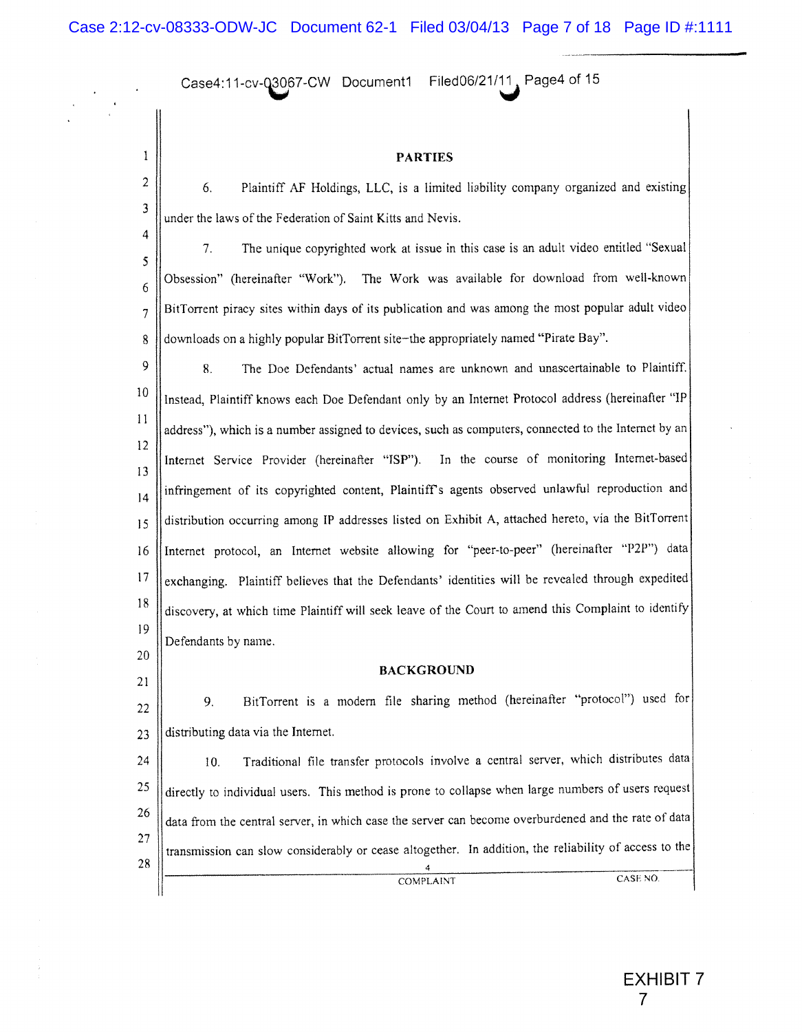## PARTIES

6. Plaintiff AF Holdings, LLC, is a limited liability company organized and existing under the laws of the Federation of Saint Kitts and Nevis.

7. The unique copyrighted work at issue in this case is an adult video entitled "Sexual Obsession" (hereinafter "Work"). The Work was available for download from well-known BitTorrent piracy sites within days of its publication and was among the most popular adult video downloads on a highly popular BitTorrent site–the appropriately named "Pirate Bay".

8. The Doe Defendants' actual names are unknown and unascertainable to Plaintiff. Instead, Plaintiff knows each Doe Defendant only by an Internet Protocol address (hereinafter "IP address"), which is a number assigned to devices, such as computers, connected to the Internet by an Internet Service Provider (hereinafter "ISP"). In the course of monitoring Internet-based infringement of its copyrighted content, Plaintiff's agents observed unlawful reproduction and distribution occurring among IP addresses listed on Exhibit A, attached hereto, via the BitTorrent Internet protocol, an Internet website allowing for "peer-to-peer" (hereinafter "P2P") data exchanging. Plaintiff believes that the Defendants' identities will be revealed through expedited discovery, at which time Plaintiff will seek leave of the Court to amend this Complaint to identify Defendants by name.

## BACKGROUND

9. BitTorrent is a modern file sharing method (hereinafter "protocol") used for distributing data via the Internet.

10. Traditional file transfer protocols involve a central server, which distributes data directly to individual users. This method is prone to collapse when large numbers of users request data from the central server, in which case the server can become overburdened and the rate of data transmission can slow considerably or cease altogether. In addition, the reliability of access to the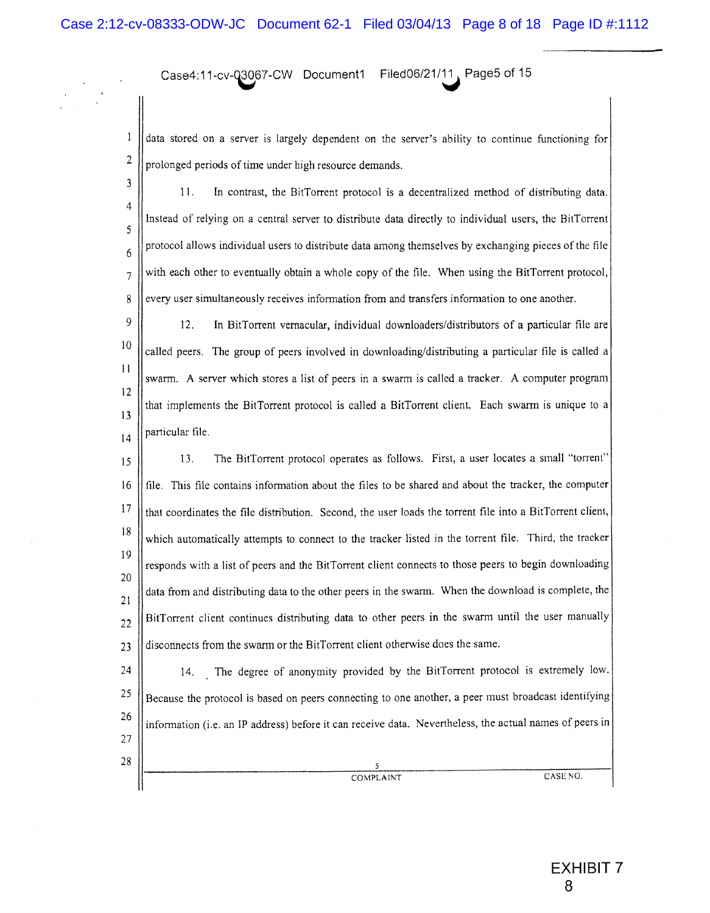data stored on a server is largely dependent on the server's ability to continue functioning for prolonged periods of time under high resource demands.

11. In contrast, the BitTorrent protocol is a decentralized method of distributing data. Instead of relying on a central server to distribute data directly to individual users, the BitTorrent protocol allows individual users to distribute data among themselves by exchanging pieces of the file with each other to eventually obtain a whole copy of the file. When using the BitTorrent protocol, every user simultaneously receives information from and transfers information to one another.

12. In BitTorrent vernacular, individual downloaders/distributors of a particular file are called peers. The group of peers involved in downloading/distributing a particular file is called a swarm. A server which stores a list of peers in a swarm is called a tracker. A computer program that implements the BitTorrent protocol is called a BitTorrent client. Each swarm is unique to a particular file.

13. The BitTorrent protocol operates as follows. First, a user locates a small "torrent" file. This file contains information about the files to be shared and about the tracker, the computer that coordinates the file distribution. Second, the user loads the torrent file into a BitTorrent client, which automatically attempts to connect to the tracker listed in the torrent file. Third, the tracker responds with a list of peers and the BitTorrent client connects to those peers to begin downloading data from and distributing data to the other peers in the swarm. When the download is complete, the BitTorrent client continues distributing data to other peers in the swarm until the user manually disconnects from the swarm or the BitTorrent client otherwise does the same.

14. The degree of anonymity provided by the BitTorrent protocol is extremely low. Because the protocol is based on peers connecting to one another, a peer must broadcast identifying information (i.e. an IP address) before it can receive data. Nevertheless, the actual names of peers in

COMPLAINT CASE NO.

EXHIBIT 7
8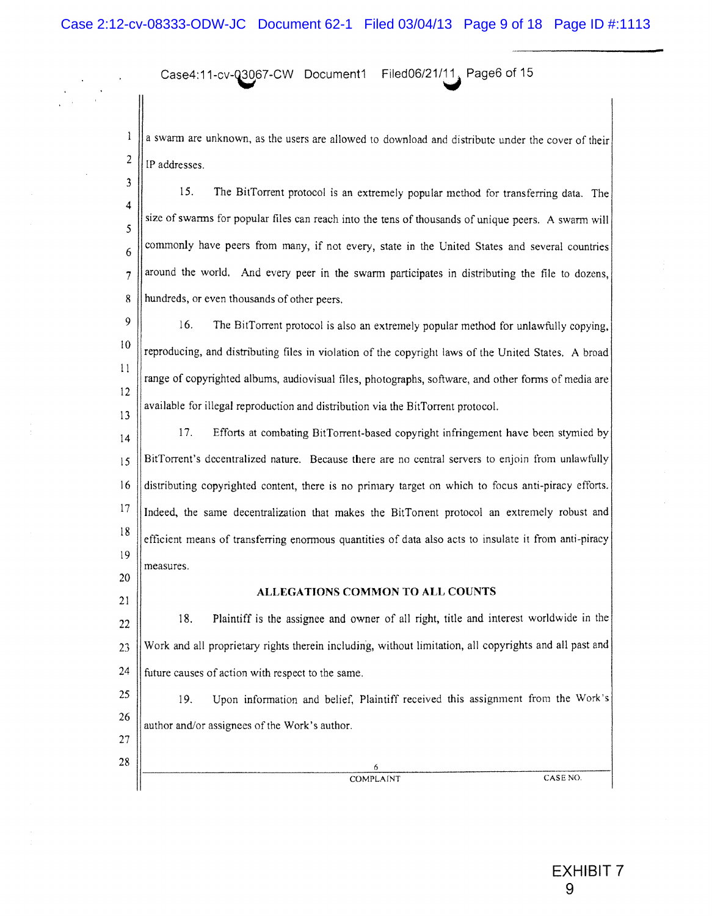a swarm are unknown, as the users are allowed to download and distribute under the cover of their IP addresses.

15. The BitTorrent protocol is an extremely popular method for transferring data. The size of swarms for popular files can reach into the tens of thousands of unique peers. A swarm will commonly have peers from many, if not every, state in the United States and several countries around the world. And every peer in the swarm participates in distributing the file to dozens, hundreds, or even thousands of other peers.

16. The BitTorrent protocol is also an extremely popular method for unlawfully copying, reproducing, and distributing files in violation of the copyright laws of the United States. A broad range of copyrighted albums, audiovisual files, photographs, software, and other forms of media are available for illegal reproduction and distribution via the BitTorrent protocol.

17. Efforts at combating BitTorrent-based copyright infringement have been stymied by BitTorrent's decentralized nature. Because there are no central servers to enjoin from unlawfully distributing copyrighted content, there is no primary target on which to focus anti-piracy efforts. Indeed, the same decentralization that makes the BitTorrent protocol an extremely robust and efficient means of transferring enormous quantities of data also acts to insulate it from anti-piracy measures.

## ALLEGATIONS COMMON TO ALL COUNTS

18. Plaintiff is the assignee and owner of all right, title and interest worldwide in the Work and all proprietary rights therein including, without limitation, all copyrights and all past and future causes of action with respect to the same.

19. Upon information and belief, Plaintiff received this assignment from the Work's author and/or assignees of the Work's author.

EXHIBIT 7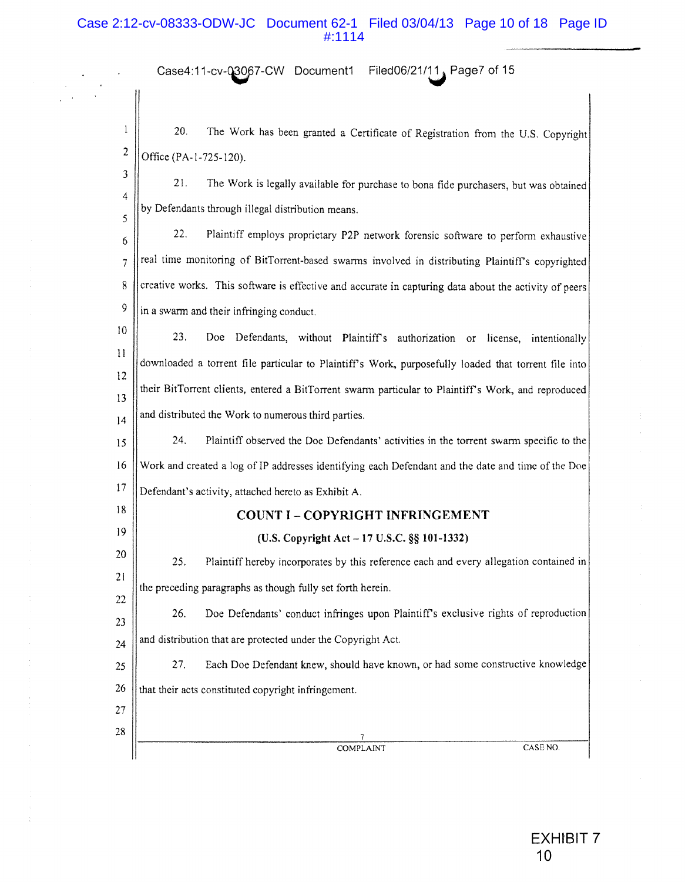20. The Work has been granted a Certificate of Registration from the U.S. Copyright Office (PA-1-725-120).

21. The Work is legally available for purchase to bona fide purchasers, but was obtained by Defendants through illegal distribution means.

22. Plaintiff employs proprietary P2P network forensic software to perform exhaustive real time monitoring of BitTorrent-based swarms involved in distributing Plaintiff's copyrighted creative works. This software is effective and accurate in capturing data about the activity of peers in a swarm and their infringing conduct.

23. Doe Defendants, without Plaintiff's authorization or license, intentionally downloaded a torrent file particular to Plaintiff's Work, purposefully loaded that torrent file into their BitTorrent clients, entered a BitTorrent swarm particular to Plaintiff's Work, and reproduced and distributed the Work to numerous third parties.

24. Plaintiff observed the Doe Defendants' activities in the torrent swarm specific to the Work and created a log of IP addresses identifying each Defendant and the date and time of the Doe Defendant's activity, attached hereto as Exhibit A.

## COUNT I – COPYRIGHT INFRINGEMENT

### (U.S. Copyright Act – 17 U.S.C. §§ 101-1332)

25. Plaintiff hereby incorporates by this reference each and every allegation contained in the preceding paragraphs as though fully set forth herein.

26. Doe Defendants' conduct infringes upon Plaintiff's exclusive rights of reproduction and distribution that are protected under the Copyright Act.

27. Each Doe Defendant knew, should have known, or had some constructive knowledge that their acts constituted copyright infringement.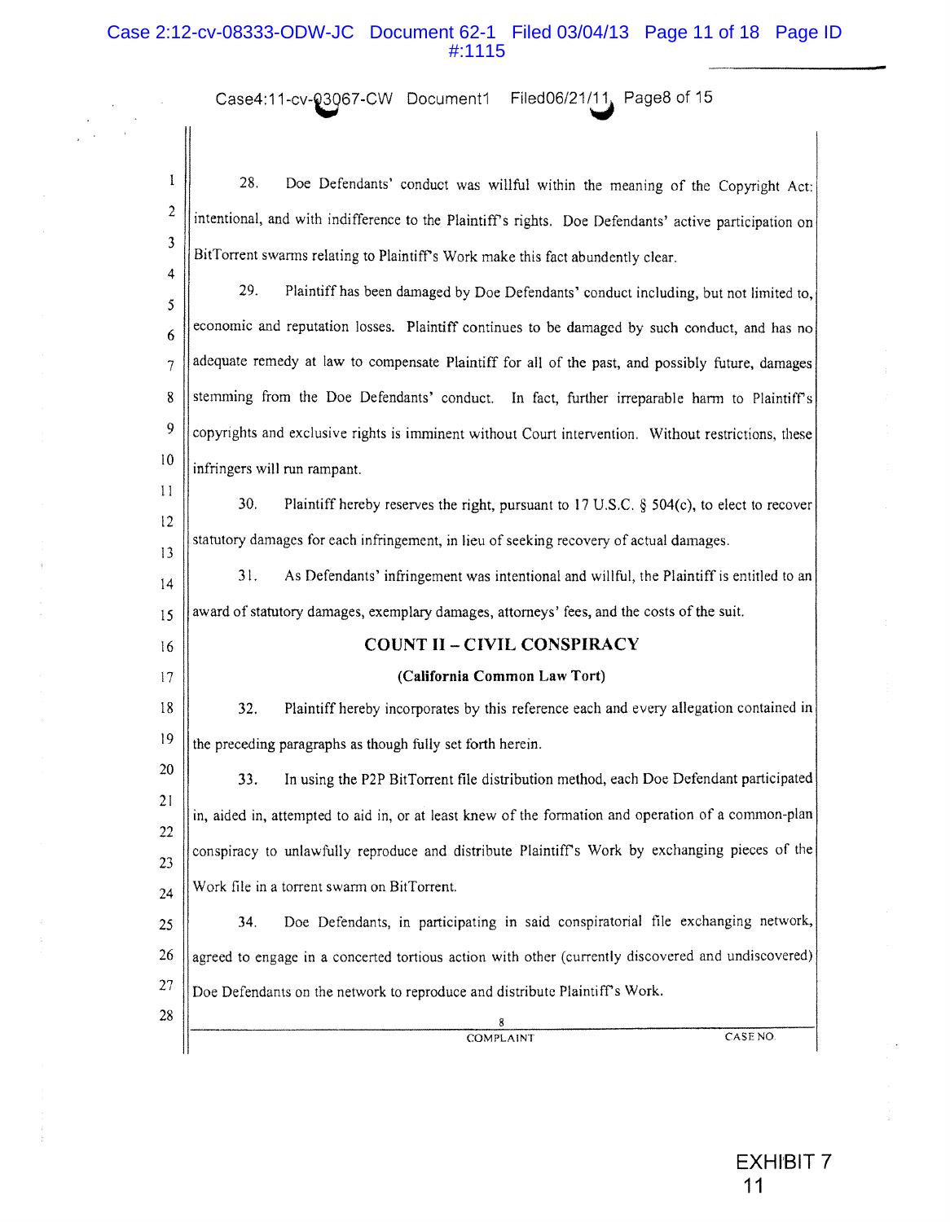28. Doe Defendants' conduct was willful within the meaning of the Copyright Act: intentional, and with indifference to the Plaintiff's rights. Doe Defendants' active participation on BitTorrent swarms relating to Plaintiff's Work make this fact abundently clear.

29. Plaintiff has been damaged by Doe Defendants' conduct including, but not limited to, economic and reputation losses. Plaintiff continues to be damaged by such conduct, and has no adequate remedy at law to compensate Plaintiff for all of the past, and possibly future, damages stemming from the Doe Defendants' conduct. In fact, further irreparable harm to Plaintiff's copyrights and exclusive rights is imminent without Court intervention. Without restrictions, these infringers will run rampant.

30. Plaintiff hereby reserves the right, pursuant to 17 U.S.C. § 504(c), to elect to recover statutory damages for each infringement, in lieu of seeking recovery of actual damages.

31. As Defendants' infringement was intentional and willful, the Plaintiff is entitled to an award of statutory damages, exemplary damages, attorneys' fees, and the costs of the suit.

## COUNT II – CIVIL CONSPIRACY

**(California Common Law Tort)**

32. Plaintiff hereby incorporates by this reference each and every allegation contained in the preceding paragraphs as though fully set forth herein.

33. In using the P2P BitTorrent file distribution method, each Doe Defendant participated in, aided in, attempted to aid in, or at least knew of the formation and operation of a common-plan conspiracy to unlawfully reproduce and distribute Plaintiff's Work by exchanging pieces of the Work file in a torrent swarm on BitTorrent.

34. Doe Defendants, in participating in said conspiratorial file exchanging network, agreed to engage in a concerted tortious action with other (currently discovered and undiscovered) Doe Defendants on the network to reproduce and distribute Plaintiff's Work.

EXHIBIT 7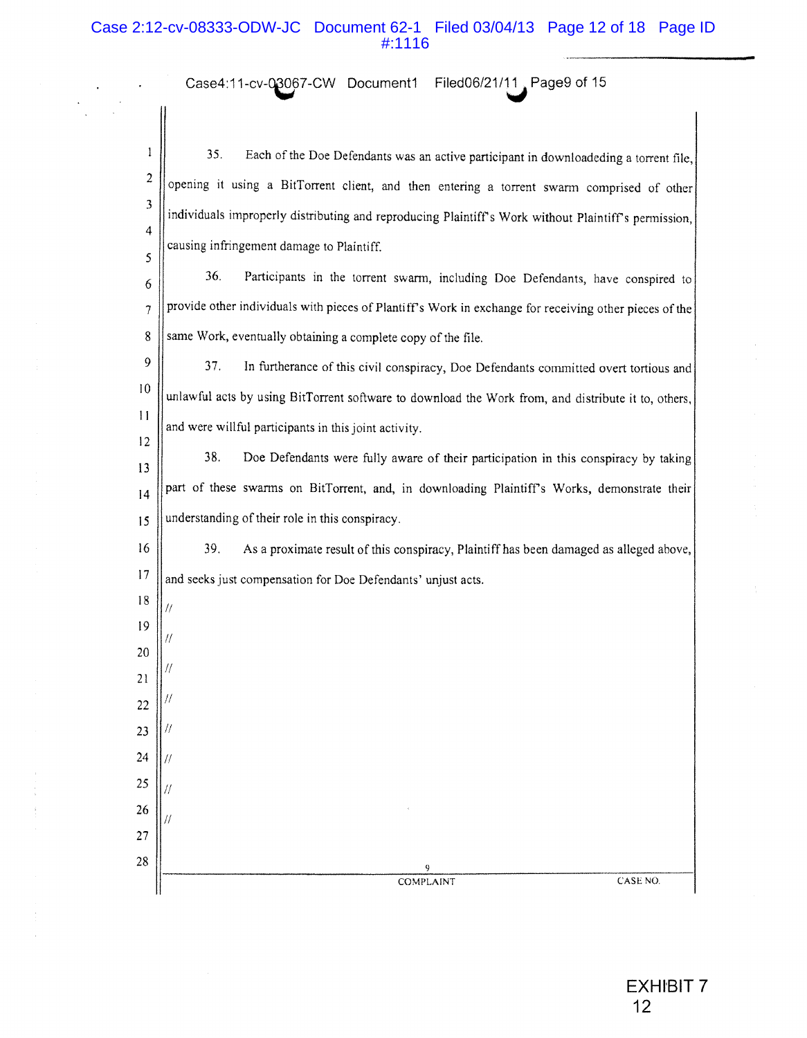35. Each of the Doe Defendants was an active participant in downloadeding a torrent file, opening it using a BitTorrent client, and then entering a torrent swarm comprised of other individuals improperly distributing and reproducing Plaintiff's Work without Plaintiff's permission, causing infringement damage to Plaintiff.

36. Participants in the torrent swarm, including Doe Defendants, have conspired to provide other individuals with pieces of Plantiff's Work in exchange for receiving other pieces of the same Work, eventually obtaining a complete copy of the file.

37. In furtherance of this civil conspiracy, Doe Defendants committed overt tortious and unlawful acts by using BitTorrent software to download the Work from, and distribute it to, others, and were willful participants in this joint activity.

38. Doe Defendants were fully aware of their participation in this conspiracy by taking part of these swarms on BitTorrent, and, in downloading Plaintiff's Works, demonstrate their understanding of their role in this conspiracy.

39. As a proximate result of this conspiracy, Plaintiff has been damaged as alleged above, and seeks just compensation for Doe Defendants' unjust acts.

//

//

//

//

//

//

//

//

EXHIBIT 7
12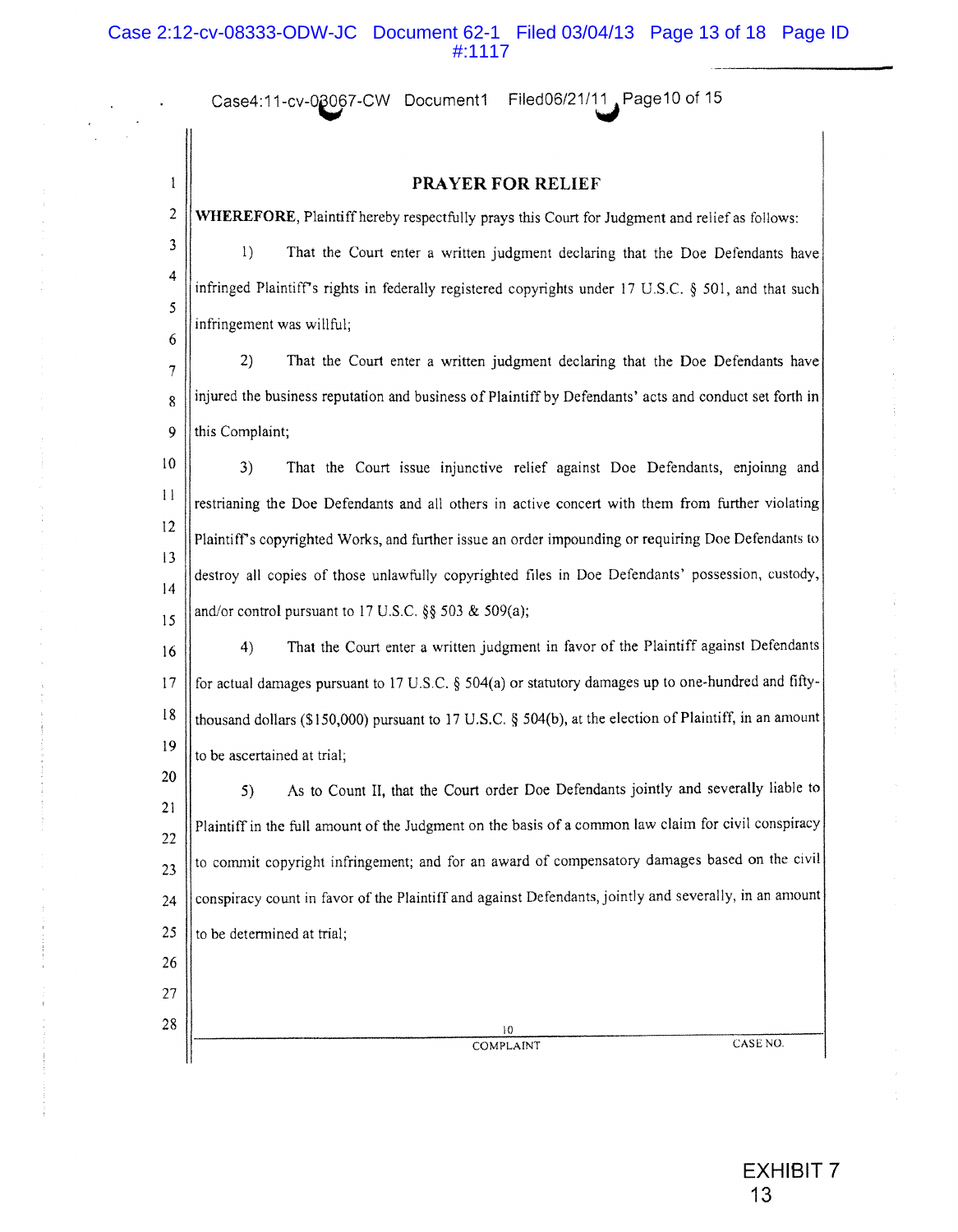## PRAYER FOR RELIEF

**WHEREFORE**, Plaintiff hereby respectfully prays this Court for Judgment and relief as follows:

1) That the Court enter a written judgment declaring that the Doe Defendants have infringed Plaintiff's rights in federally registered copyrights under 17 U.S.C. § 501, and that such infringement was willful;

2) That the Court enter a written judgment declaring that the Doe Defendants have injured the business reputation and business of Plaintiff by Defendants' acts and conduct set forth in this Complaint;

3) That the Court issue injunctive relief against Doe Defendants, enjoinng and restrianing the Doe Defendants and all others in active concert with them from further violating Plaintiff's copyrighted Works, and further issue an order impounding or requiring Doe Defendants to destroy all copies of those unlawfully copyrighted files in Doe Defendants' possession, custody, and/or control pursuant to 17 U.S.C. §§ 503 & 509(a);

4) That the Court enter a written judgment in favor of the Plaintiff against Defendants for actual damages pursuant to 17 U.S.C. § 504(a) or statutory damages up to one-hundred and fifty-thousand dollars ($150,000) pursuant to 17 U.S.C. § 504(b), at the election of Plaintiff, in an amount to be ascertained at trial;

5) As to Count II, that the Court order Doe Defendants jointly and severally liable to Plaintiff in the full amount of the Judgment on the basis of a common law claim for civil conspiracy to commit copyright infringement; and for an award of compensatory damages based on the civil conspiracy count in favor of the Plaintiff and against Defendants, jointly and severally, in an amount to be determined at trial;

EXHIBIT 7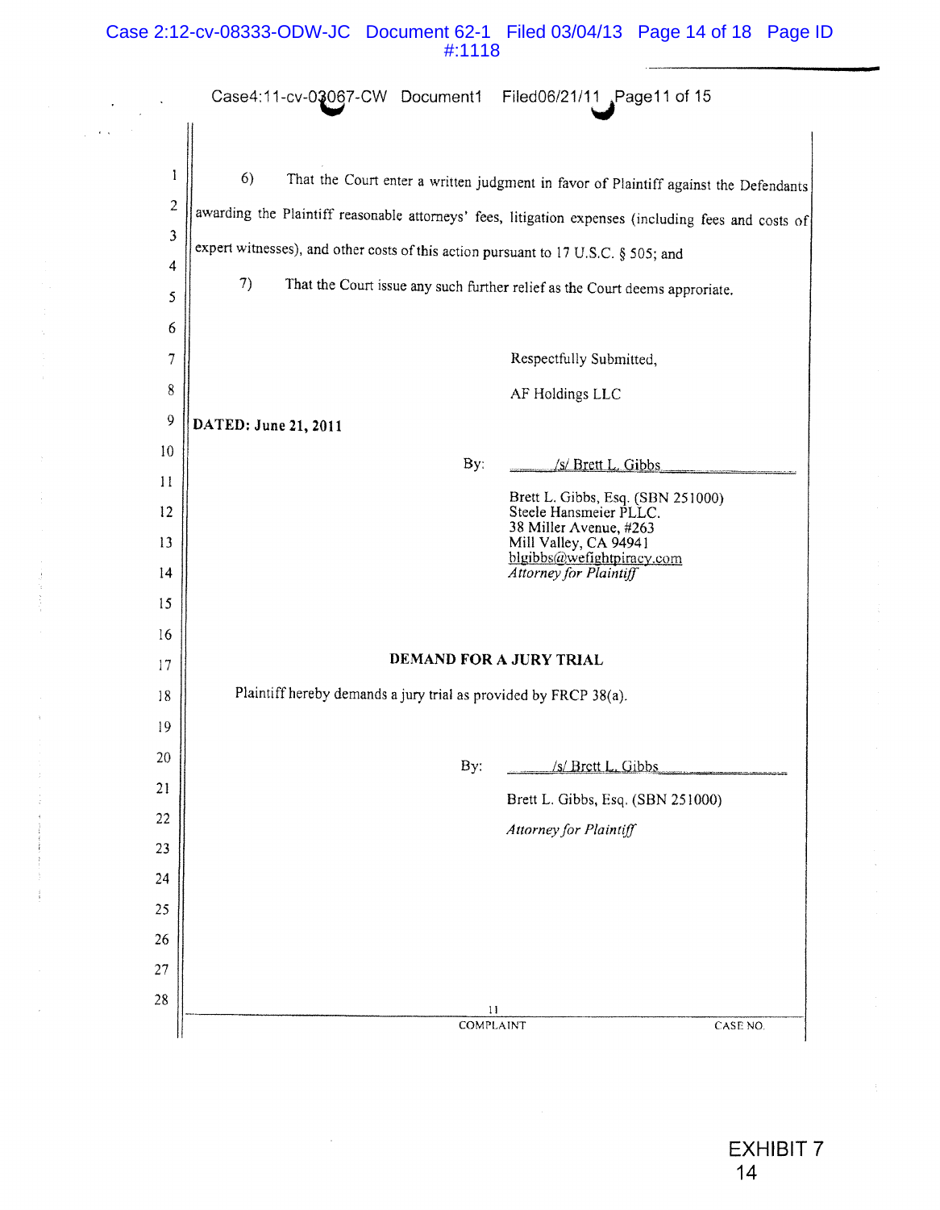6) That the Court enter a written judgment in favor of Plaintiff against the Defendants awarding the Plaintiff reasonable attorneys' fees, litigation expenses (including fees and costs of expert witnesses), and other costs of this action pursuant to 17 U.S.C. § 505; and

7) That the Court issue any such further relief as the Court deems approriate.

Respectfully Submitted,

AF Holdings LLC

**DATED: June 21, 2011**

By: /s/ Brett L. Gibbs

Brett L. Gibbs, Esq. (SBN 251000)
Steele Hansmeier PLLC.
38 Miller Avenue, #263
Mill Valley, CA 94941
blgibbs@wefightpiracy.com
*Attorney for Plaintiff*

**DEMAND FOR A JURY TRIAL**

Plaintiff hereby demands a jury trial as provided by FRCP 38(a).

By: /s/ Brett L. Gibbs

Brett L. Gibbs, Esq. (SBN 251000)

*Attorney for Plaintiff*

EXHIBIT 7
14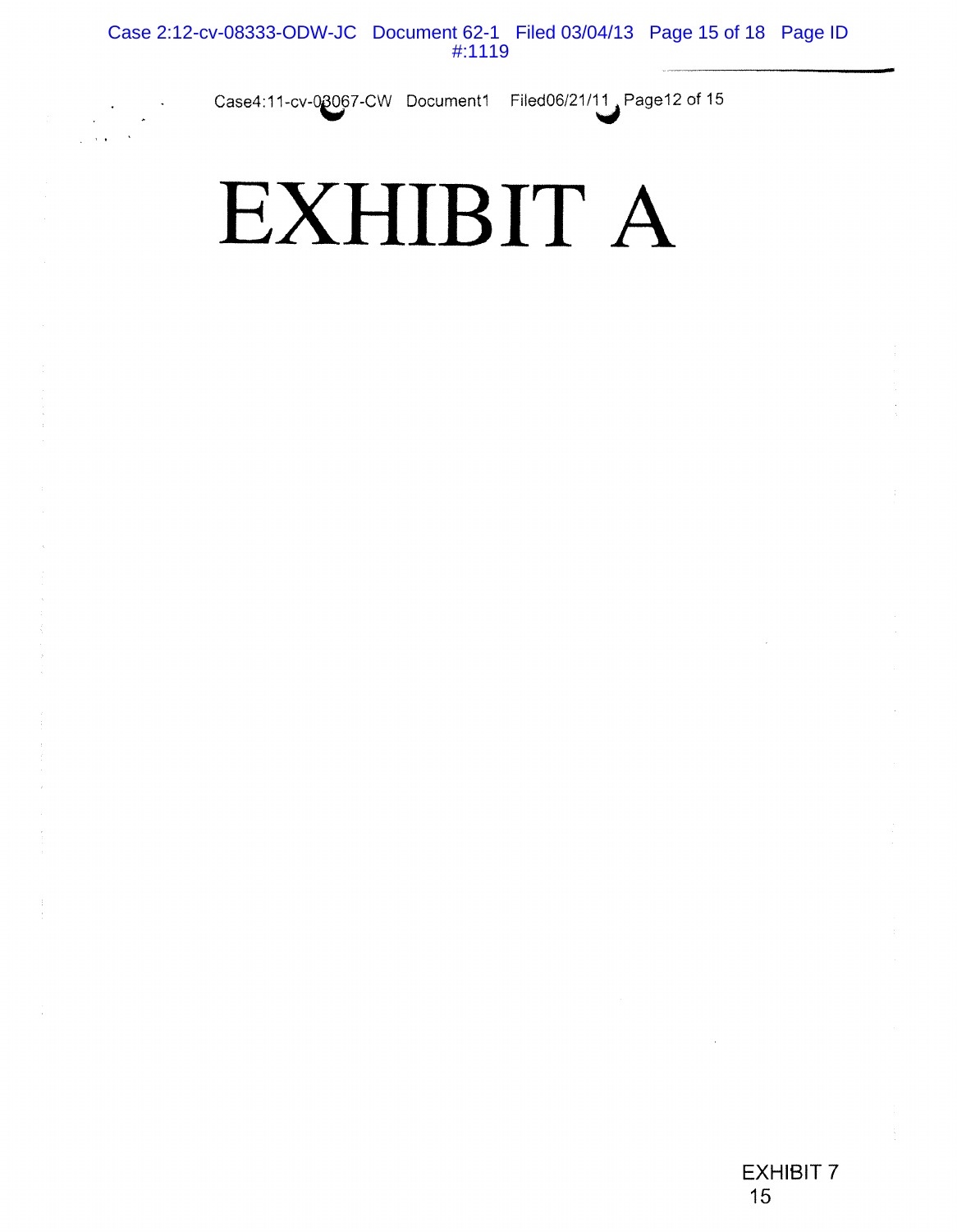# EXHIBIT A

EXHIBIT 7
15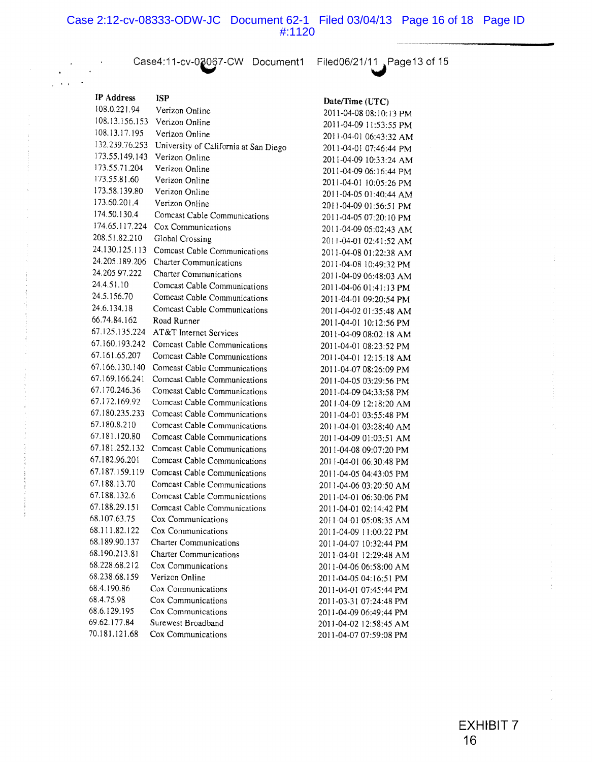| IP Address | ISP | Date/Time (UTC) |
|---|---|---|
| 108.0.221.94 | Verizon Online | 2011-04-08 08:10:13 PM |
| 108.13.156.153 | Verizon Online | 2011-04-09 11:53:55 PM |
| 108.13.17.195 | Verizon Online | 2011-04-01 06:43:32 AM |
| 132.239.76.253 | University of California at San Diego | 2011-04-01 07:46:44 PM |
| 173.55.149.143 | Verizon Online | 2011-04-09 10:33:24 AM |
| 173.55.71.204 | Verizon Online | 2011-04-09 06:16:44 PM |
| 173.55.81.60 | Verizon Online | 2011-04-01 10:05:26 PM |
| 173.58.139.80 | Verizon Online | 2011-04-05 01:40:44 AM |
| 173.60.201.4 | Verizon Online | 2011-04-09 01:56:51 PM |
| 174.50.130.4 | Comcast Cable Communications | 2011-04-05 07:20:10 PM |
| 174.65.117.224 | Cox Communications | 2011-04-09 05:02:43 AM |
| 208.51.82.210 | Global Crossing | 2011-04-01 02:41:52 AM |
| 24.130.125.113 | Comcast Cable Communications | 2011-04-08 01:22:38 AM |
| 24.205.189.206 | Charter Communications | 2011-04-08 10:49:32 PM |
| 24.205.97.222 | Charter Communications | 2011-04-09 06:48:03 AM |
| 24.4.51.10 | Comcast Cable Communications | 2011-04-06 01:41:13 PM |
| 24.5.156.70 | Comcast Cable Communications | 2011-04-01 09:20:54 PM |
| 24.6.134.18 | Comcast Cable Communications | 2011-04-02 01:35:48 AM |
| 66.74.84.162 | Road Runner | 2011-04-01 10:12:56 PM |
| 67.125.135.224 | AT&T Internet Services | 2011-04-09 08:02:18 AM |
| 67.160.193.242 | Comcast Cable Communications | 2011-04-01 08:23:52 PM |
| 67.161.65.207 | Comcast Cable Communications | 2011-04-01 12:15:18 AM |
| 67.166.130.140 | Comcast Cable Communications | 2011-04-07 08:26:09 PM |
| 67.169.166.241 | Comcast Cable Communications | 2011-04-05 03:29:56 PM |
| 67.170.246.36 | Comcast Cable Communications | 2011-04-09 04:33:58 PM |
| 67.172.169.92 | Comcast Cable Communications | 2011-04-09 12:18:20 AM |
| 67.180.235.233 | Comcast Cable Communications | 2011-04-01 03:55:48 PM |
| 67.180.8.210 | Comcast Cable Communications | 2011-04-01 03:28:40 AM |
| 67.181.120.80 | Comcast Cable Communications | 2011-04-09 01:03:51 AM |
| 67.181.252.132 | Comcast Cable Communications | 2011-04-08 09:07:20 PM |
| 67.182.96.201 | Comcast Cable Communications | 2011-04-01 06:30:48 PM |
| 67.187.159.119 | Comcast Cable Communications | 2011-04-05 04:43:05 PM |
| 67.188.13.70 | Comcast Cable Communications | 2011-04-06 03:20:50 AM |
| 67.188.132.6 | Comcast Cable Communications | 2011-04-01 06:30:06 PM |
| 67.188.29.151 | Comcast Cable Communications | 2011-04-01 02:14:42 PM |
| 68.107.63.75 | Cox Communications | 2011-04-01 05:08:35 AM |
| 68.111.82.122 | Cox Communications | 2011-04-09 11:00:22 PM |
| 68.189.90.137 | Charter Communications | 2011-04-07 10:32:44 PM |
| 68.190.213.81 | Charter Communications | 2011-04-01 12:29:48 AM |
| 68.228.68.212 | Cox Communications | 2011-04-06 06:58:00 AM |
| 68.238.68.159 | Verizon Online | 2011-04-05 04:16:51 PM |
| 68.4.190.86 | Cox Communications | 2011-04-01 07:45:44 PM |
| 68.4.75.98 | Cox Communications | 2011-03-31 07:24:48 PM |
| 68.6.129.195 | Cox Communications | 2011-04-09 06:49:44 PM |
| 69.62.177.84 | Surewest Broadband | 2011-04-02 12:58:45 AM |
| 70.181.121.68 | Cox Communications | 2011-04-07 07:59:08 PM |

EXHIBIT 7
16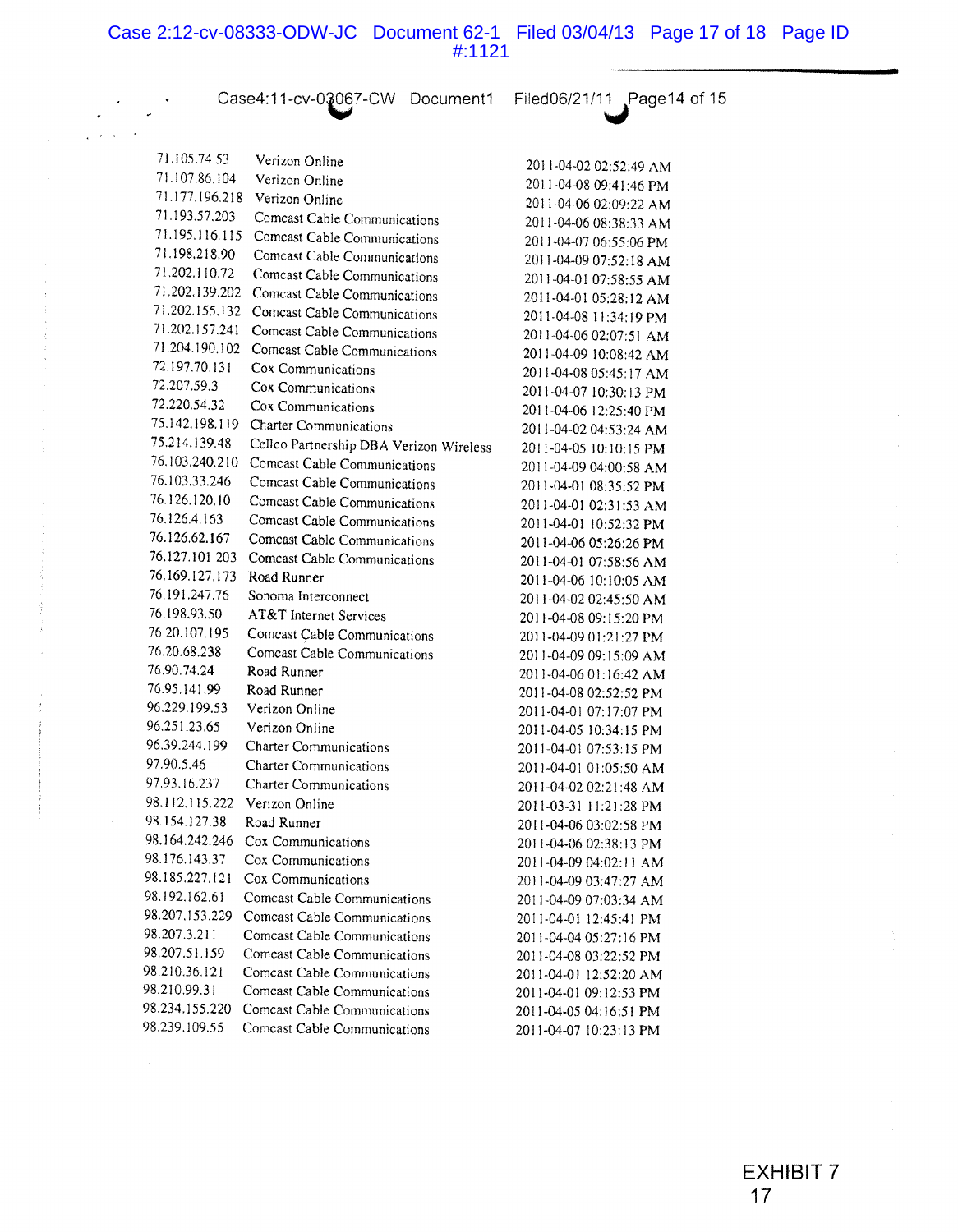| | | |
|---|---|---|
| 71.105.74.53 | Verizon Online | 2011-04-02 02:52:49 AM |
| 71.107.86.104 | Verizon Online | 2011-04-08 09:41:46 PM |
| 71.177.196.218 | Verizon Online | 2011-04-06 02:09:22 AM |
| 71.193.57.203 | Comcast Cable Communications | 2011-04-06 08:38:33 AM |
| 71.195.116.115 | Comcast Cable Communications | 2011-04-07 06:55:06 PM |
| 71.198.218.90 | Comcast Cable Communications | 2011-04-09 07:52:18 AM |
| 71.202.110.72 | Comcast Cable Communications | 2011-04-01 07:58:55 AM |
| 71.202.139.202 | Comcast Cable Communications | 2011-04-01 05:28:12 AM |
| 71.202.155.132 | Comcast Cable Communications | 2011-04-08 11:34:19 PM |
| 71.202.157.241 | Comcast Cable Communications | 2011-04-06 02:07:51 AM |
| 71.204.190.102 | Comcast Cable Communications | 2011-04-09 10:08:42 AM |
| 72.197.70.131 | Cox Communications | 2011-04-08 05:45:17 AM |
| 72.207.59.3 | Cox Communications | 2011-04-07 10:30:13 PM |
| 72.220.54.32 | Cox Communications | 2011-04-06 12:25:40 PM |
| 75.142.198.119 | Charter Communications | 2011-04-02 04:53:24 AM |
| 75.214.139.48 | Cellco Partnership DBA Verizon Wireless | 2011-04-05 10:10:15 PM |
| 76.103.240.210 | Comcast Cable Communications | 2011-04-09 04:00:58 AM |
| 76.103.33.246 | Comcast Cable Communications | 2011-04-01 08:35:52 PM |
| 76.126.120.10 | Comcast Cable Communications | 2011-04-01 02:31:53 AM |
| 76.126.4.163 | Comcast Cable Communications | 2011-04-01 10:52:32 PM |
| 76.126.62.167 | Comcast Cable Communications | 2011-04-06 05:26:26 PM |
| 76.127.101.203 | Comcast Cable Communications | 2011-04-01 07:58:56 AM |
| 76.169.127.173 | Road Runner | 2011-04-06 10:10:05 AM |
| 76.191.247.76 | Sonoma Interconnect | 2011-04-02 02:45:50 AM |
| 76.198.93.50 | AT&T Internet Services | 2011-04-08 09:15:20 PM |
| 76.20.107.195 | Comcast Cable Communications | 2011-04-09 01:21:27 PM |
| 76.20.68.238 | Comcast Cable Communications | 2011-04-09 09:15:09 AM |
| 76.90.74.24 | Road Runner | 2011-04-06 01:16:42 AM |
| 76.95.141.99 | Road Runner | 2011-04-08 02:52:52 PM |
| 96.229.199.53 | Verizon Online | 2011-04-01 07:17:07 PM |
| 96.251.23.65 | Verizon Online | 2011-04-05 10:34:15 PM |
| 96.39.244.199 | Charter Communications | 2011-04-01 07:53:15 PM |
| 97.90.5.46 | Charter Communications | 2011-04-01 01:05:50 AM |
| 97.93.16.237 | Charter Communications | 2011-04-02 02:21:48 AM |
| 98.112.115.222 | Verizon Online | 2011-03-31 11:21:28 PM |
| 98.154.127.38 | Road Runner | 2011-04-06 03:02:58 PM |
| 98.164.242.246 | Cox Communications | 2011-04-06 02:38:13 PM |
| 98.176.143.37 | Cox Communications | 2011-04-09 04:02:11 AM |
| 98.185.227.121 | Cox Communications | 2011-04-09 03:47:27 AM |
| 98.192.162.61 | Comcast Cable Communications | 2011-04-09 07:03:34 AM |
| 98.207.153.229 | Comcast Cable Communications | 2011-04-01 12:45:41 PM |
| 98.207.3.211 | Comcast Cable Communications | 2011-04-04 05:27:16 PM |
| 98.207.51.159 | Comcast Cable Communications | 2011-04-08 03:22:52 PM |
| 98.210.36.121 | Comcast Cable Communications | 2011-04-01 12:52:20 AM |
| 98.210.99.31 | Comcast Cable Communications | 2011-04-01 09:12:53 PM |
| 98.234.155.220 | Comcast Cable Communications | 2011-04-05 04:16:51 PM |
| 98.239.109.55 | Comcast Cable Communications | 2011-04-07 10:23:13 PM |

EXHIBIT 7
17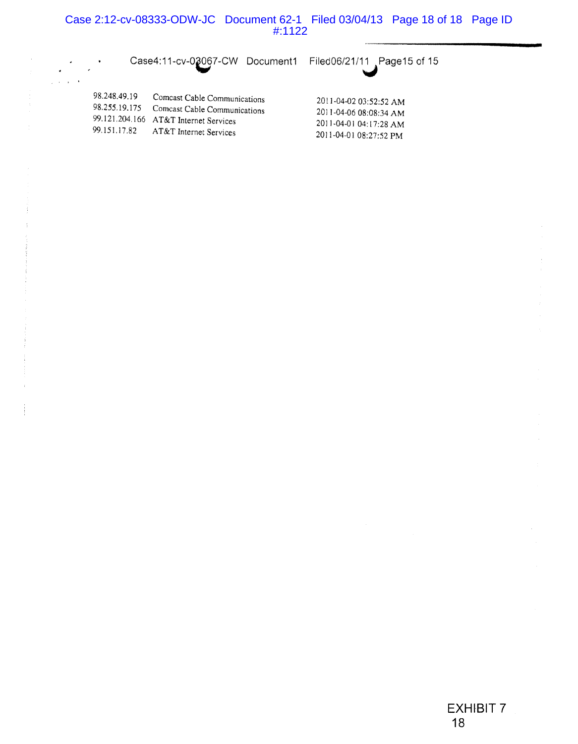| | | |
|---|---|---|
| 98.248.49.19 | Comcast Cable Communications | 2011-04-02 03:52:52 AM |
| 98.255.19.175 | Comcast Cable Communications | 2011-04-06 08:08:34 AM |
| 99.121.204.166 | AT&T Internet Services | 2011-04-01 04:17:28 AM |
| 99.151.17.82 | AT&T Internet Services | 2011-04-01 08:27:52 PM |

EXHIBIT 7
18